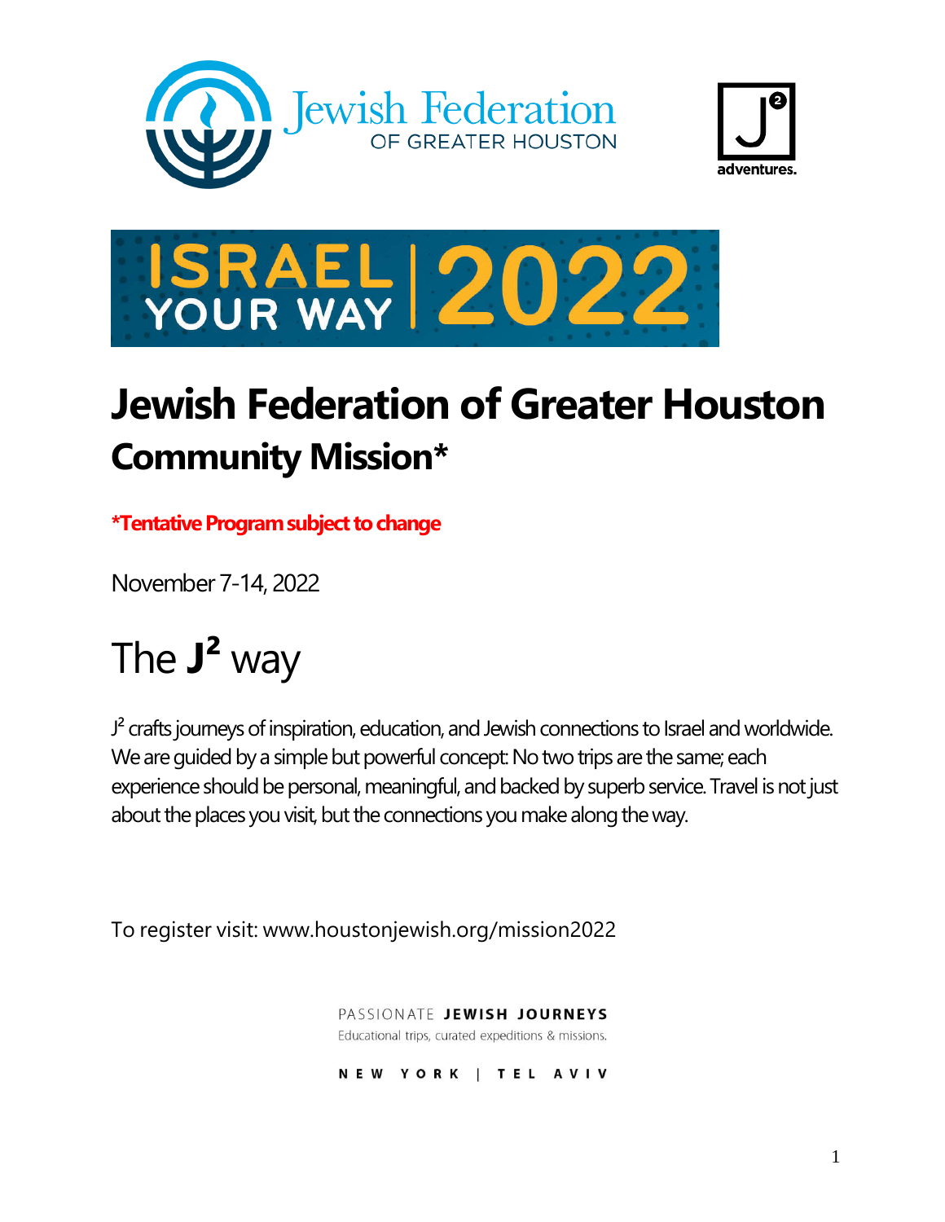Jewish Federation OF GREATER HOUSTON

J² adventures.

ISRAEL YOUR WAY | 2022

# Jewish Federation of Greater Houston

## Community Mission*

***Tentative Program subject to change**

November 7-14, 2022

# The **J²** way

J² crafts journeys of inspiration, education, and Jewish connections to Israel and worldwide. We are guided by a simple but powerful concept: No two trips are the same; each experience should be personal, meaningful, and backed by superb service. Travel is not just about the places you visit, but the connections you make along the way.

To register visit: www.houstonjewish.org/mission2022

PASSIONATE **JEWISH JOURNEYS**
Educational trips, curated expeditions & missions.

NEW YORK | TEL AVIV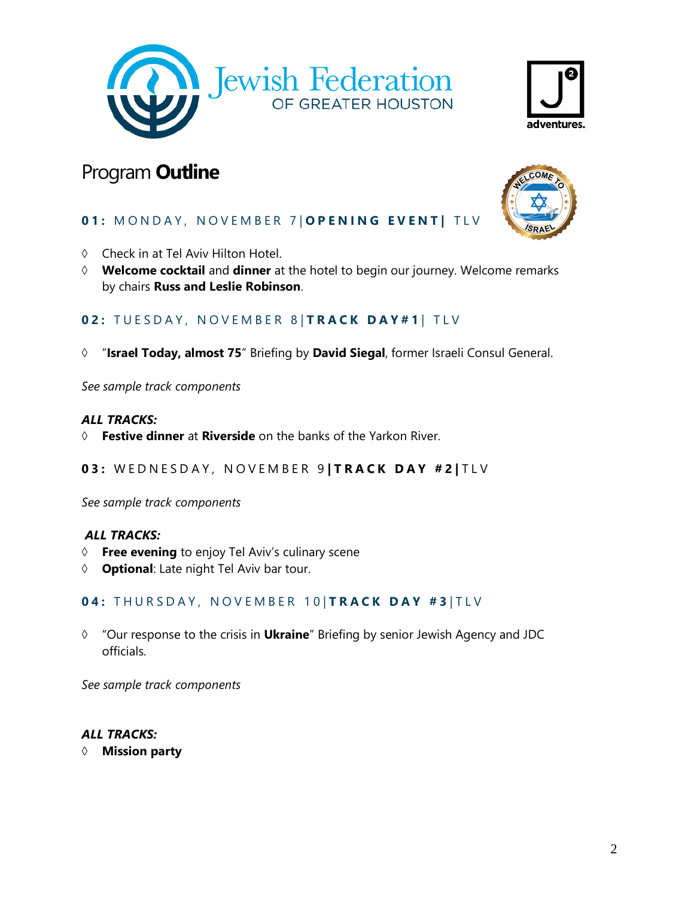# Program **Outline**

### **01:** MONDAY, NOVEMBER 7 | **OPENING EVENT** | TLV

- Check in at Tel Aviv Hilton Hotel.
- **Welcome cocktail** and **dinner** at the hotel to begin our journey. Welcome remarks by chairs **Russ and Leslie Robinson**.

### **02:** TUESDAY, NOVEMBER 8 | **TRACK DAY#1** | TLV

- "**Israel Today, almost 75**" Briefing by **David Siegal**, former Israeli Consul General.

*See sample track components*

***ALL TRACKS:***

- **Festive dinner** at **Riverside** on the banks of the Yarkon River.

### **03:** WEDNESDAY, NOVEMBER 9 | **TRACK DAY #2** | TLV

*See sample track components*

***ALL TRACKS:***

- **Free evening** to enjoy Tel Aviv's culinary scene
- **Optional**: Late night Tel Aviv bar tour.

### **04:** THURSDAY, NOVEMBER 10 | **TRACK DAY #3** | TLV

- "Our response to the crisis in **Ukraine**" Briefing by senior Jewish Agency and JDC officials.

*See sample track components*

***ALL TRACKS:***

- **Mission party**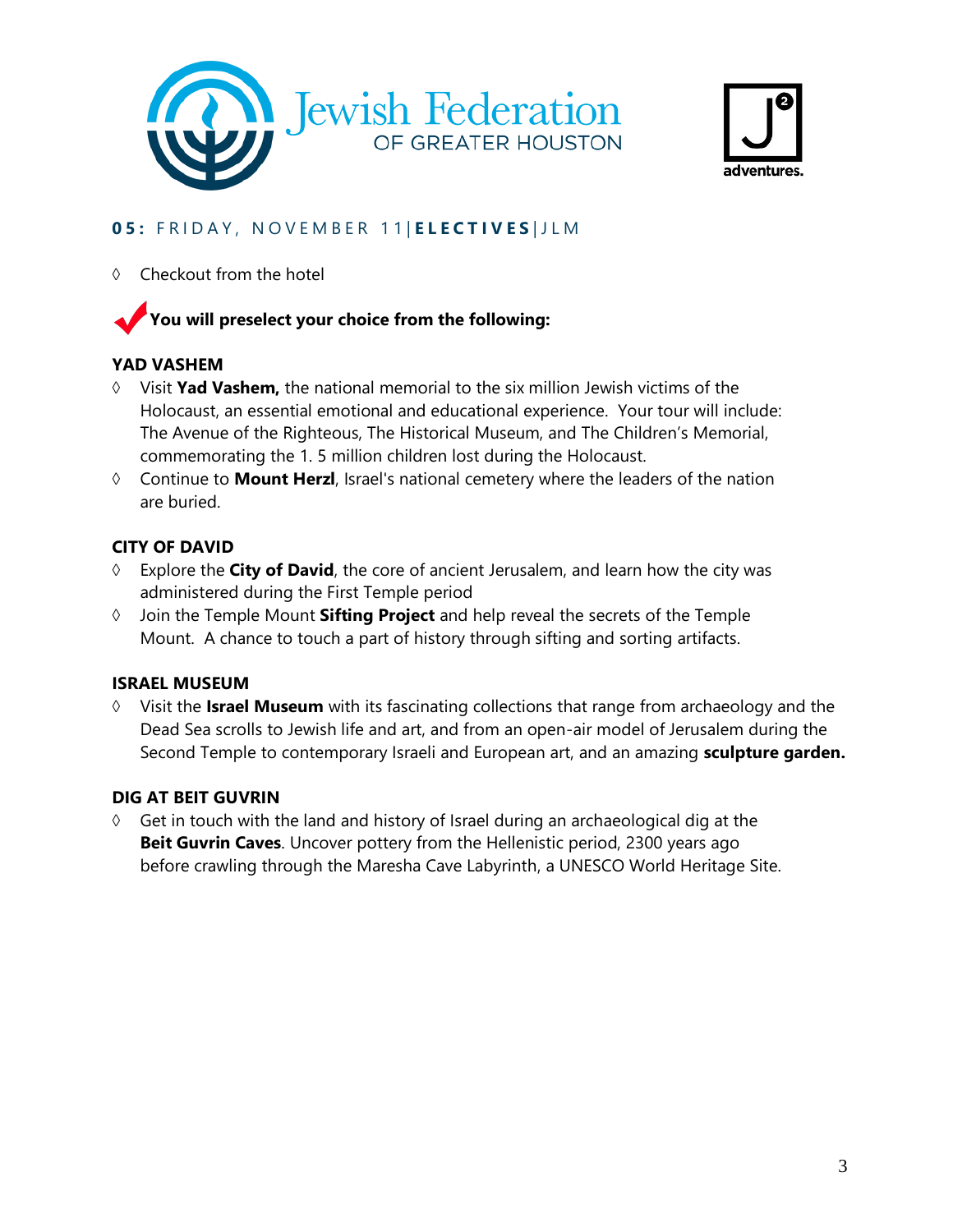## 05: FRIDAY, NOVEMBER 11 | **ELECTIVES** | JLM

◊ Checkout from the hotel

**You will preselect your choice from the following:**

**YAD VASHEM**

◊ Visit **Yad Vashem,** the national memorial to the six million Jewish victims of the Holocaust, an essential emotional and educational experience. Your tour will include: The Avenue of the Righteous, The Historical Museum, and The Children's Memorial, commemorating the 1. 5 million children lost during the Holocaust.

◊ Continue to **Mount Herzl**, Israel's national cemetery where the leaders of the nation are buried.

**CITY OF DAVID**

◊ Explore the **City of David**, the core of ancient Jerusalem, and learn how the city was administered during the First Temple period

◊ Join the Temple Mount **Sifting Project** and help reveal the secrets of the Temple Mount. A chance to touch a part of history through sifting and sorting artifacts.

**ISRAEL MUSEUM**

◊ Visit the **Israel Museum** with its fascinating collections that range from archaeology and the Dead Sea scrolls to Jewish life and art, and from an open-air model of Jerusalem during the Second Temple to contemporary Israeli and European art, and an amazing **sculpture garden.**

**DIG AT BEIT GUVRIN**

◊ Get in touch with the land and history of Israel during an archaeological dig at the **Beit Guvrin Caves**. Uncover pottery from the Hellenistic period, 2300 years ago before crawling through the Maresha Cave Labyrinth, a UNESCO World Heritage Site.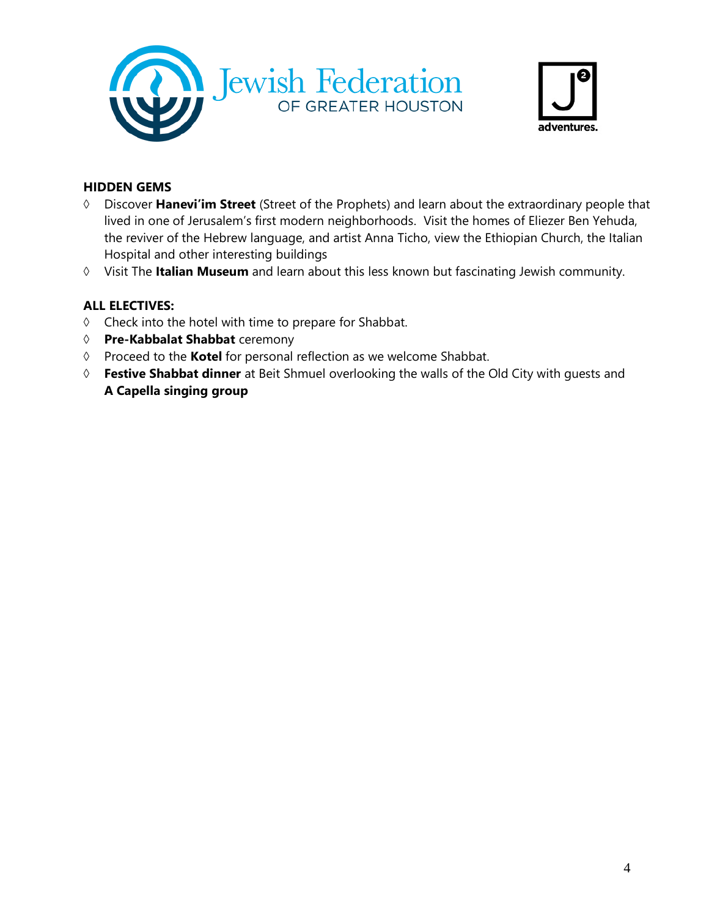### HIDDEN GEMS

- ◊ Discover **Hanevi'im Street** (Street of the Prophets) and learn about the extraordinary people that lived in one of Jerusalem's first modern neighborhoods. Visit the homes of Eliezer Ben Yehuda, the reviver of the Hebrew language, and artist Anna Ticho, view the Ethiopian Church, the Italian Hospital and other interesting buildings
- ◊ Visit The **Italian Museum** and learn about this less known but fascinating Jewish community.

### ALL ELECTIVES:

- ◊ Check into the hotel with time to prepare for Shabbat.
- ◊ **Pre-Kabbalat Shabbat** ceremony
- ◊ Proceed to the **Kotel** for personal reflection as we welcome Shabbat.
- ◊ **Festive Shabbat dinner** at Beit Shmuel overlooking the walls of the Old City with guests and **A Capella singing group**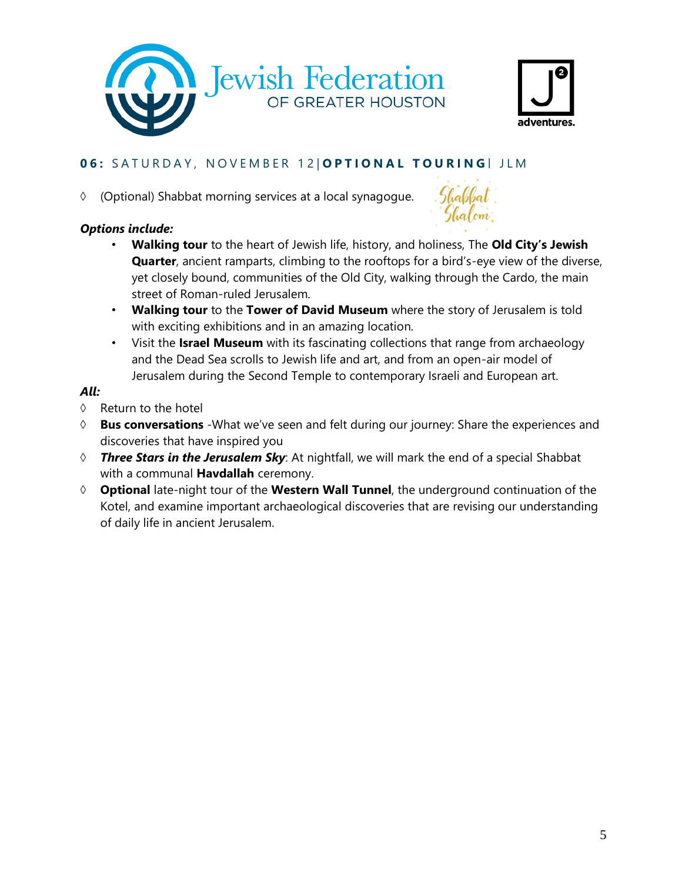## **06:** SATURDAY, NOVEMBER 12| **OPTIONAL TOURING** | JLM

◊ (Optional) Shabbat morning services at a local synagogue.

Shabbat Shalom

***Options include:***

- **Walking tour** to the heart of Jewish life, history, and holiness, The **Old City's Jewish Quarter**, ancient ramparts, climbing to the rooftops for a bird's-eye view of the diverse, yet closely bound, communities of the Old City, walking through the Cardo, the main street of Roman-ruled Jerusalem.
- **Walking tour** to the **Tower of David Museum** where the story of Jerusalem is told with exciting exhibitions and in an amazing location.
- Visit the **Israel Museum** with its fascinating collections that range from archaeology and the Dead Sea scrolls to Jewish life and art, and from an open-air model of Jerusalem during the Second Temple to contemporary Israeli and European art.

***All:***

◊ Return to the hotel

◊ **Bus conversations** -What we've seen and felt during our journey: Share the experiences and discoveries that have inspired you

◊ ***Three Stars in the Jerusalem Sky***: At nightfall, we will mark the end of a special Shabbat with a communal **Havdallah** ceremony.

◊ **Optional** late-night tour of the **Western Wall Tunnel**, the underground continuation of the Kotel, and examine important archaeological discoveries that are revising our understanding of daily life in ancient Jerusalem.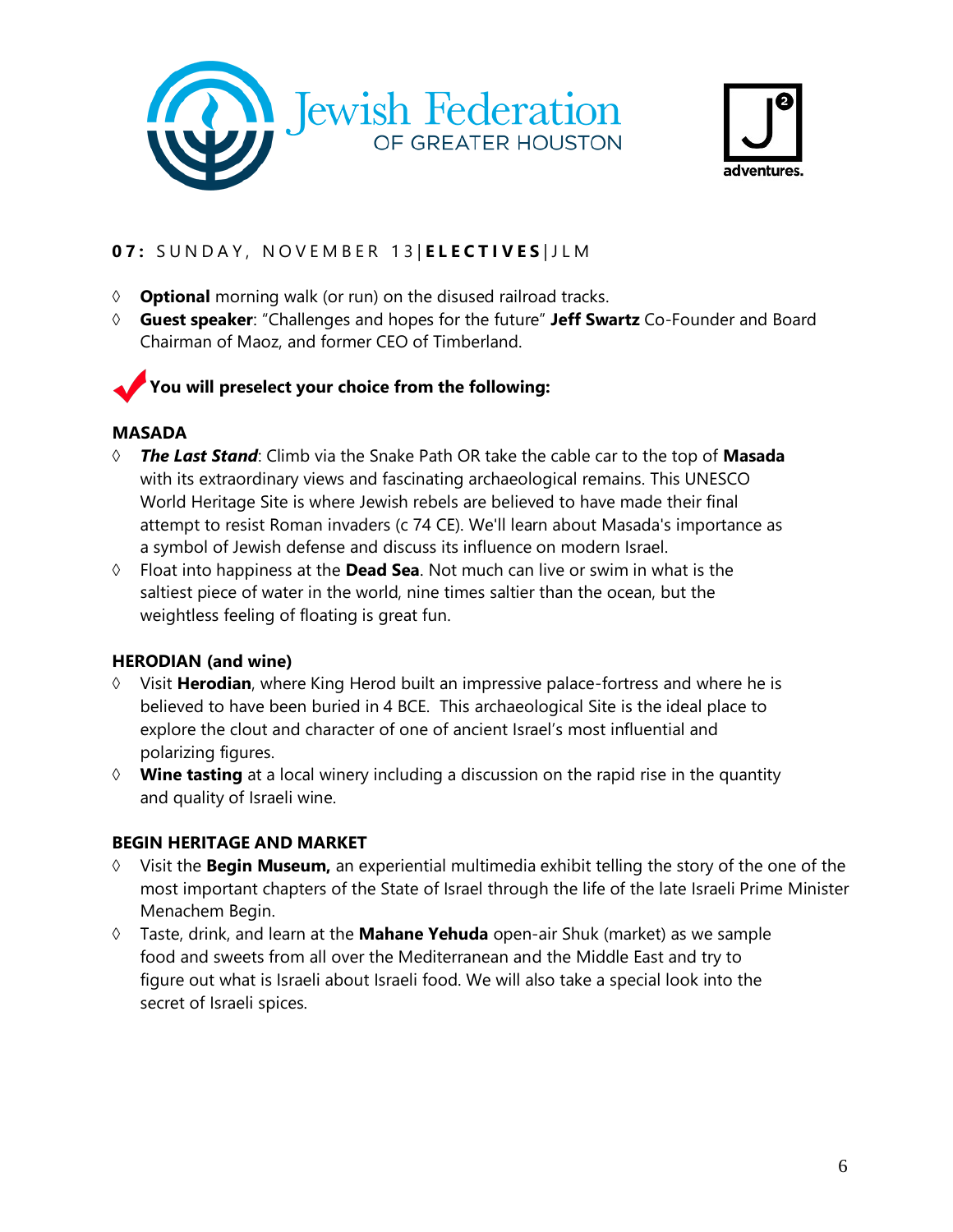## 07: SUNDAY, NOVEMBER 13 | **ELECTIVES** | JLM

- **Optional** morning walk (or run) on the disused railroad tracks.
- **Guest speaker**: "Challenges and hopes for the future" **Jeff Swartz** Co-Founder and Board Chairman of Maoz, and former CEO of Timberland.

**You will preselect your choice from the following:**

### MASADA

- ***The Last Stand***: Climb via the Snake Path OR take the cable car to the top of **Masada** with its extraordinary views and fascinating archaeological remains. This UNESCO World Heritage Site is where Jewish rebels are believed to have made their final attempt to resist Roman invaders (c 74 CE). We'll learn about Masada's importance as a symbol of Jewish defense and discuss its influence on modern Israel.
- Float into happiness at the **Dead Sea**. Not much can live or swim in what is the saltiest piece of water in the world, nine times saltier than the ocean, but the weightless feeling of floating is great fun.

### HERODIAN (and wine)

- Visit **Herodian**, where King Herod built an impressive palace-fortress and where he is believed to have been buried in 4 BCE. This archaeological Site is the ideal place to explore the clout and character of one of ancient Israel's most influential and polarizing figures.
- **Wine tasting** at a local winery including a discussion on the rapid rise in the quantity and quality of Israeli wine.

### BEGIN HERITAGE AND MARKET

- Visit the **Begin Museum,** an experiential multimedia exhibit telling the story of the one of the most important chapters of the State of Israel through the life of the late Israeli Prime Minister Menachem Begin.
- Taste, drink, and learn at the **Mahane Yehuda** open-air Shuk (market) as we sample food and sweets from all over the Mediterranean and the Middle East and try to figure out what is Israeli about Israeli food. We will also take a special look into the secret of Israeli spices.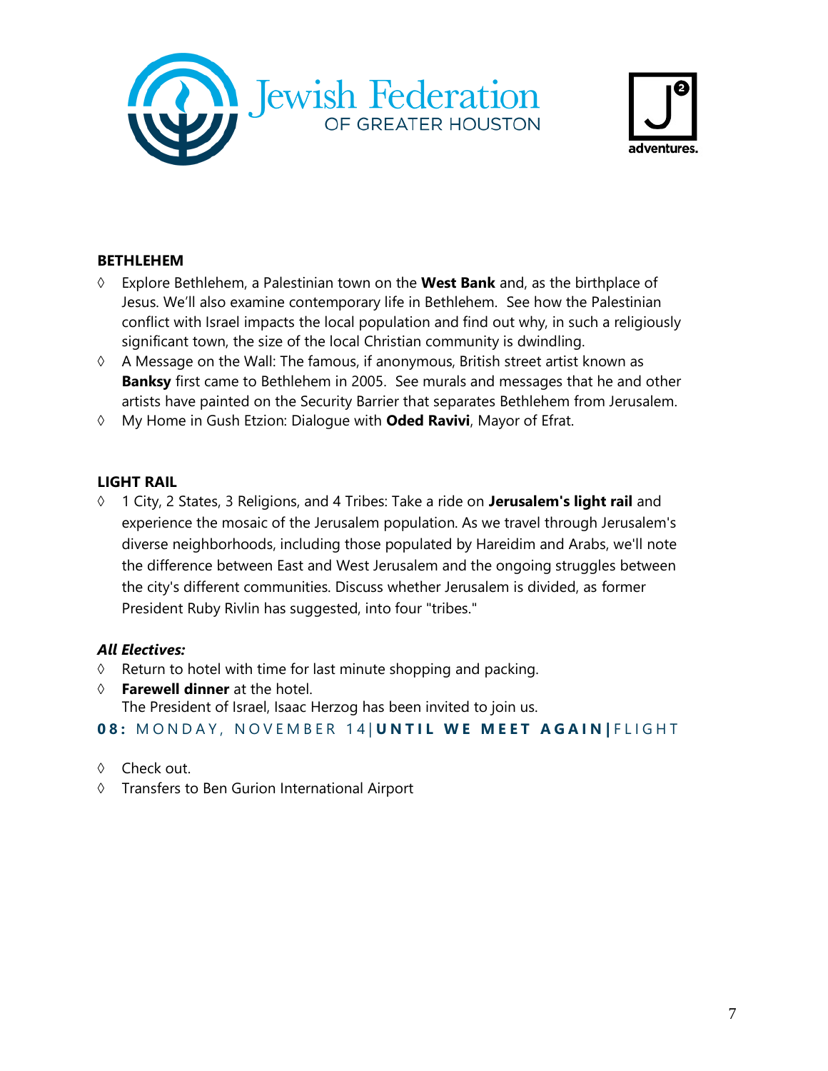**BETHLEHEM**

◊ Explore Bethlehem, a Palestinian town on the **West Bank** and, as the birthplace of Jesus. We'll also examine contemporary life in Bethlehem. See how the Palestinian conflict with Israel impacts the local population and find out why, in such a religiously significant town, the size of the local Christian community is dwindling.

◊ A Message on the Wall: The famous, if anonymous, British street artist known as **Banksy** first came to Bethlehem in 2005. See murals and messages that he and other artists have painted on the Security Barrier that separates Bethlehem from Jerusalem.

◊ My Home in Gush Etzion: Dialogue with **Oded Ravivi**, Mayor of Efrat.

**LIGHT RAIL**

◊ 1 City, 2 States, 3 Religions, and 4 Tribes: Take a ride on **Jerusalem's light rail** and experience the mosaic of the Jerusalem population. As we travel through Jerusalem's diverse neighborhoods, including those populated by Hareidim and Arabs, we'll note the difference between East and West Jerusalem and the ongoing struggles between the city's different communities. Discuss whether Jerusalem is divided, as former President Ruby Rivlin has suggested, into four "tribes."

***All Electives:***

◊ Return to hotel with time for last minute shopping and packing.

◊ **Farewell dinner** at the hotel.
The President of Israel, Isaac Herzog has been invited to join us.

**08:** MONDAY, NOVEMBER 14| **UNTIL WE MEET AGAIN** | FLIGHT

◊ Check out.

◊ Transfers to Ben Gurion International Airport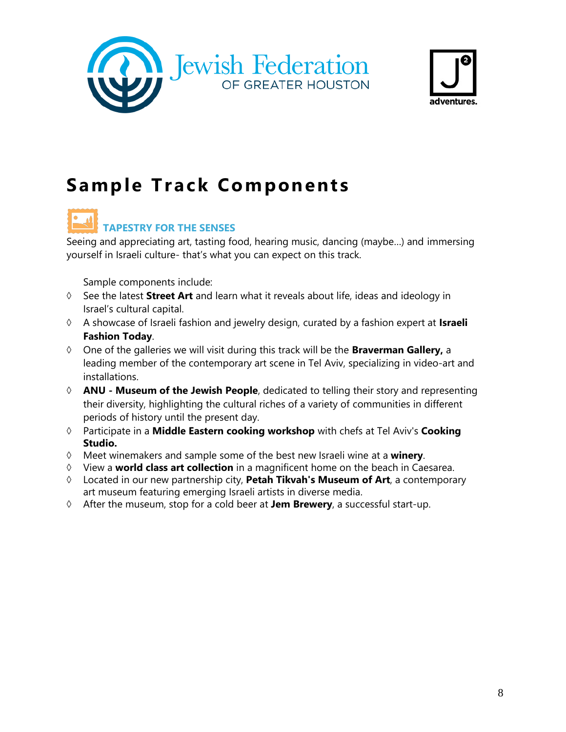# Sample Track Components

## TAPESTRY FOR THE SENSES

Seeing and appreciating art, tasting food, hearing music, dancing (maybe…) and immersing yourself in Israeli culture- that's what you can expect on this track.

Sample components include:

- See the latest **Street Art** and learn what it reveals about life, ideas and ideology in Israel's cultural capital.
- A showcase of Israeli fashion and jewelry design, curated by a fashion expert at **Israeli Fashion Today**.
- One of the galleries we will visit during this track will be the **Braverman Gallery,** a leading member of the contemporary art scene in Tel Aviv, specializing in video-art and installations.
- **ANU - Museum of the Jewish People**, dedicated to telling their story and representing their diversity, highlighting the cultural riches of a variety of communities in different periods of history until the present day.
- Participate in a **Middle Eastern cooking workshop** with chefs at Tel Aviv's **Cooking Studio.**
- Meet winemakers and sample some of the best new Israeli wine at a **winery**.
- View a **world class art collection** in a magnificent home on the beach in Caesarea.
- Located in our new partnership city, **Petah Tikvah's Museum of Art**, a contemporary art museum featuring emerging Israeli artists in diverse media.
- After the museum, stop for a cold beer at **Jem Brewery**, a successful start-up.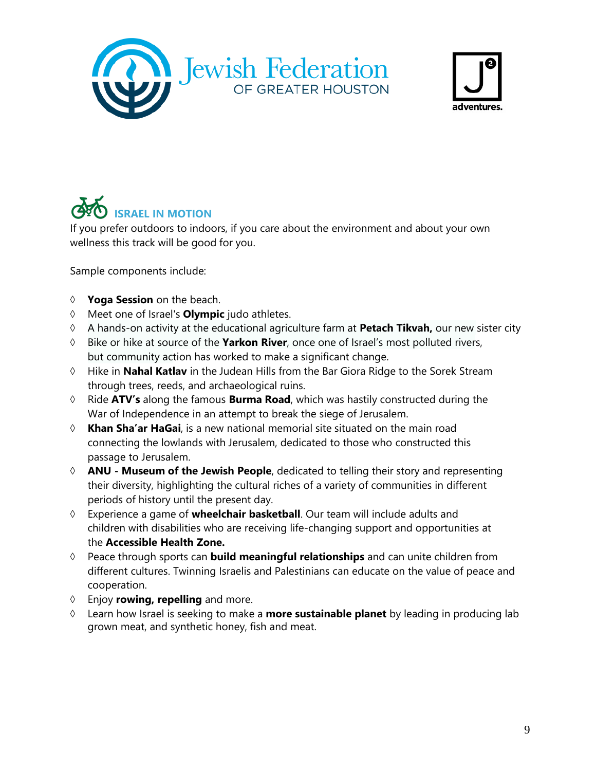## ISRAEL IN MOTION

If you prefer outdoors to indoors, if you care about the environment and about your own wellness this track will be good for you.

Sample components include:

- **Yoga Session** on the beach.
- Meet one of Israel's **Olympic** judo athletes.
- A hands-on activity at the educational agriculture farm at **Petach Tikvah,** our new sister city
- Bike or hike at source of the **Yarkon River**, once one of Israel's most polluted rivers, but community action has worked to make a significant change.
- Hike in **Nahal Katlav** in the Judean Hills from the Bar Giora Ridge to the Sorek Stream through trees, reeds, and archaeological ruins.
- Ride **ATV's** along the famous **Burma Road**, which was hastily constructed during the War of Independence in an attempt to break the siege of Jerusalem.
- **Khan Sha'ar HaGai**, is a new national memorial site situated on the main road connecting the lowlands with Jerusalem, dedicated to those who constructed this passage to Jerusalem.
- **ANU - Museum of the Jewish People**, dedicated to telling their story and representing their diversity, highlighting the cultural riches of a variety of communities in different periods of history until the present day.
- Experience a game of **wheelchair basketball**. Our team will include adults and children with disabilities who are receiving life-changing support and opportunities at the **Accessible Health Zone.**
- Peace through sports can **build meaningful relationships** and can unite children from different cultures. Twinning Israelis and Palestinians can educate on the value of peace and cooperation.
- Enjoy **rowing, repelling** and more.
- Learn how Israel is seeking to make a **more sustainable planet** by leading in producing lab grown meat, and synthetic honey, fish and meat.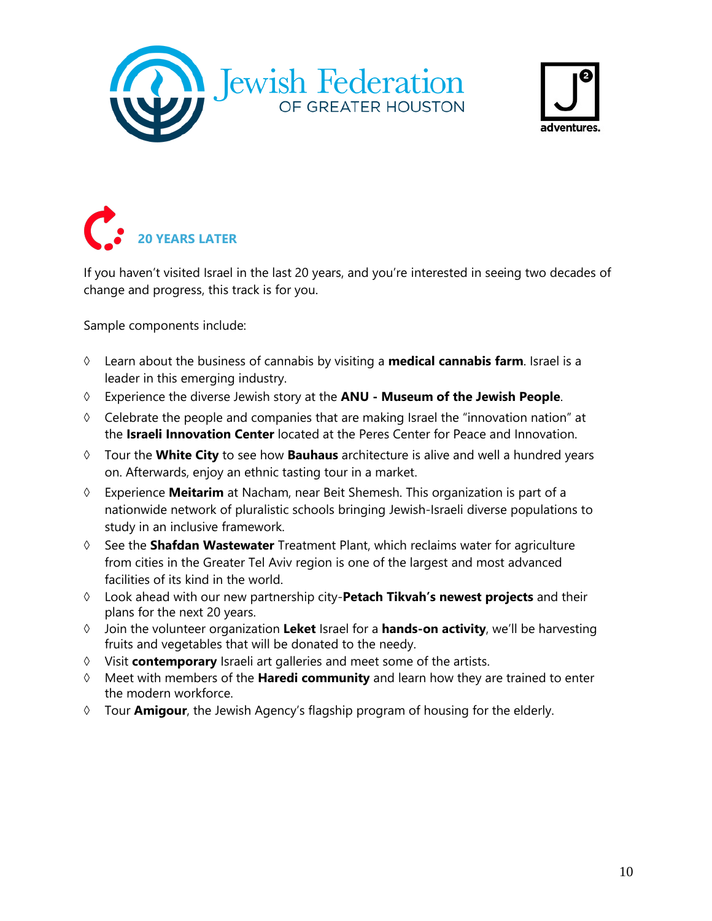Jewish Federation OF GREATER HOUSTON

J² adventures.

## 20 YEARS LATER

If you haven't visited Israel in the last 20 years, and you're interested in seeing two decades of change and progress, this track is for you.

Sample components include:

- Learn about the business of cannabis by visiting a **medical cannabis farm**. Israel is a leader in this emerging industry.
- Experience the diverse Jewish story at the **ANU - Museum of the Jewish People**.
- Celebrate the people and companies that are making Israel the "innovation nation" at the **Israeli Innovation Center** located at the Peres Center for Peace and Innovation.
- Tour the **White City** to see how **Bauhaus** architecture is alive and well a hundred years on. Afterwards, enjoy an ethnic tasting tour in a market.
- Experience **Meitarim** at Nacham, near Beit Shemesh. This organization is part of a nationwide network of pluralistic schools bringing Jewish-Israeli diverse populations to study in an inclusive framework.
- See the **Shafdan Wastewater** Treatment Plant, which reclaims water for agriculture from cities in the Greater Tel Aviv region is one of the largest and most advanced facilities of its kind in the world.
- Look ahead with our new partnership city-**Petach Tikvah's newest projects** and their plans for the next 20 years.
- Join the volunteer organization **Leket** Israel for a **hands-on activity**, we'll be harvesting fruits and vegetables that will be donated to the needy.
- Visit **contemporary** Israeli art galleries and meet some of the artists.
- Meet with members of the **Haredi community** and learn how they are trained to enter the modern workforce.
- Tour **Amigour**, the Jewish Agency's flagship program of housing for the elderly.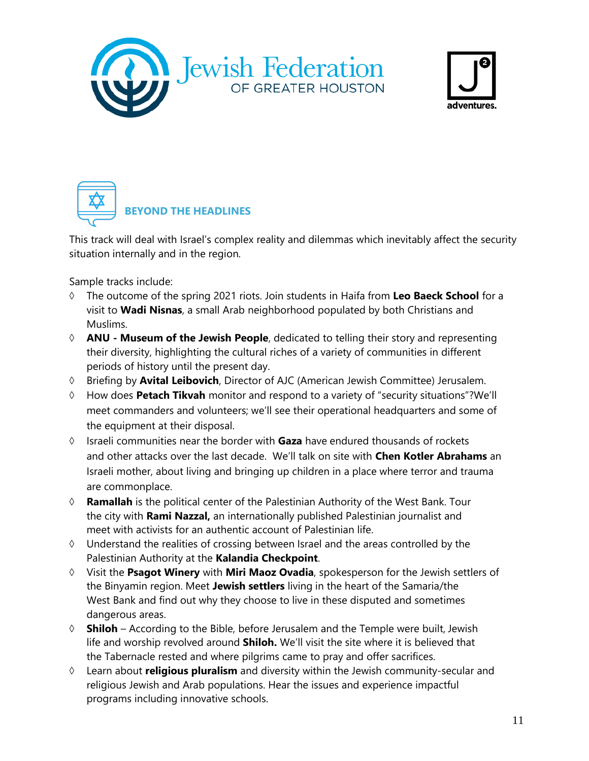## BEYOND THE HEADLINES

This track will deal with Israel's complex reality and dilemmas which inevitably affect the security situation internally and in the region.

Sample tracks include:

- The outcome of the spring 2021 riots. Join students in Haifa from **Leo Baeck School** for a visit to **Wadi Nisnas**, a small Arab neighborhood populated by both Christians and Muslims.
- **ANU - Museum of the Jewish People**, dedicated to telling their story and representing their diversity, highlighting the cultural riches of a variety of communities in different periods of history until the present day.
- Briefing by **Avital Leibovich**, Director of AJC (American Jewish Committee) Jerusalem.
- How does **Petach Tikvah** monitor and respond to a variety of "security situations"?We'll meet commanders and volunteers; we'll see their operational headquarters and some of the equipment at their disposal.
- Israeli communities near the border with **Gaza** have endured thousands of rockets and other attacks over the last decade. We'll talk on site with **Chen Kotler Abrahams** an Israeli mother, about living and bringing up children in a place where terror and trauma are commonplace.
- **Ramallah** is the political center of the Palestinian Authority of the West Bank. Tour the city with **Rami Nazzal,** an internationally published Palestinian journalist and meet with activists for an authentic account of Palestinian life.
- Understand the realities of crossing between Israel and the areas controlled by the Palestinian Authority at the **Kalandia Checkpoint**.
- Visit the **Psagot Winery** with **Miri Maoz Ovadia**, spokesperson for the Jewish settlers of the Binyamin region. Meet **Jewish settlers** living in the heart of the Samaria/the West Bank and find out why they choose to live in these disputed and sometimes dangerous areas.
- **Shiloh** – According to the Bible, before Jerusalem and the Temple were built, Jewish life and worship revolved around **Shiloh.** We'll visit the site where it is believed that the Tabernacle rested and where pilgrims came to pray and offer sacrifices.
- Learn about **religious pluralism** and diversity within the Jewish community-secular and religious Jewish and Arab populations. Hear the issues and experience impactful programs including innovative schools.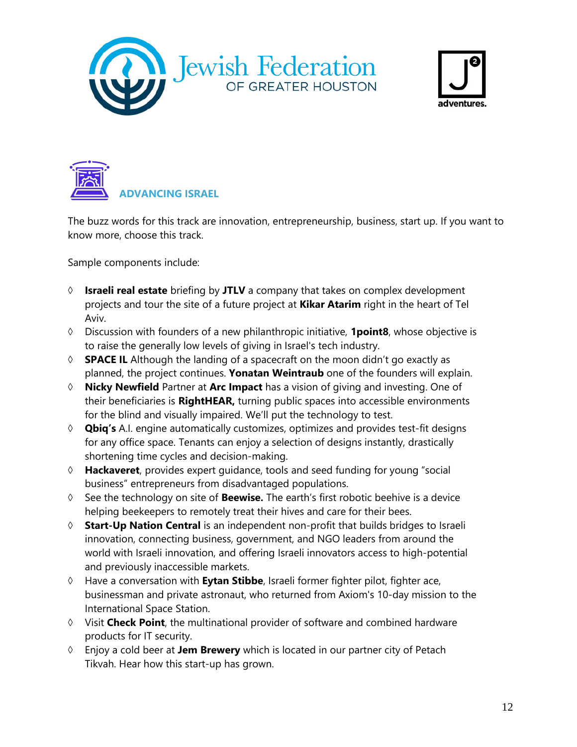## ADVANCING ISRAEL

The buzz words for this track are innovation, entrepreneurship, business, start up. If you want to know more, choose this track.

Sample components include:

- **Israeli real estate** briefing by **JTLV** a company that takes on complex development projects and tour the site of a future project at **Kikar Atarim** right in the heart of Tel Aviv.
- Discussion with founders of a new philanthropic initiative, **1point8**, whose objective is to raise the generally low levels of giving in Israel's tech industry.
- **SPACE IL** Although the landing of a spacecraft on the moon didn't go exactly as planned, the project continues. **Yonatan Weintraub** one of the founders will explain.
- **Nicky Newfield** Partner at **Arc Impact** has a vision of giving and investing. One of their beneficiaries is **RightHEAR,** turning public spaces into accessible environments for the blind and visually impaired. We'll put the technology to test.
- **Qbiq's** A.I. engine automatically customizes, optimizes and provides test-fit designs for any office space. Tenants can enjoy a selection of designs instantly, drastically shortening time cycles and decision-making.
- **Hackaveret**, provides expert guidance, tools and seed funding for young "social business" entrepreneurs from disadvantaged populations.
- See the technology on site of **Beewise.** The earth's first robotic beehive is a device helping beekeepers to remotely treat their hives and care for their bees.
- **Start-Up Nation Central** is an independent non-profit that builds bridges to Israeli innovation, connecting business, government, and NGO leaders from around the world with Israeli innovation, and offering Israeli innovators access to high-potential and previously inaccessible markets.
- Have a conversation with **Eytan Stibbe**, Israeli former fighter pilot, fighter ace, businessman and private astronaut, who returned from Axiom's 10-day mission to the International Space Station.
- Visit **Check Point**, the multinational provider of software and combined hardware products for IT security.
- Enjoy a cold beer at **Jem Brewery** which is located in our partner city of Petach Tikvah. Hear how this start-up has grown.